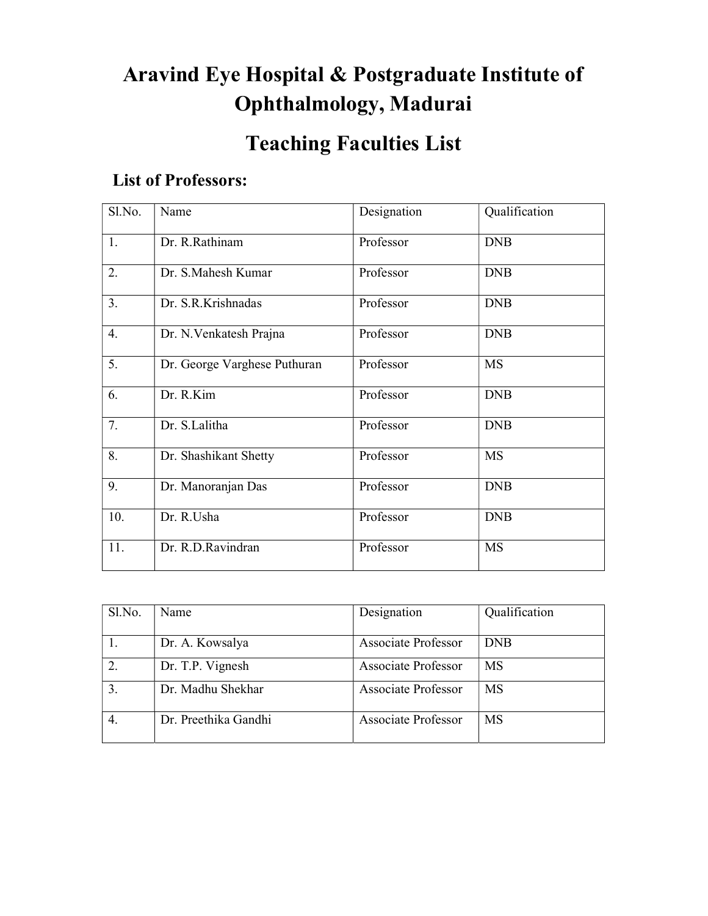# Aravind Eye Hospital & Postgraduate Institute of Ophthalmology, Madurai

## Teaching Faculties List

### List of Professors:

| Sl.No. | Name | Designation | Qualification |
|---|---|---|---|
| 1. | Dr. R.Rathinam | Professor | DNB |
| 2. | Dr. S.Mahesh Kumar | Professor | DNB |
| 3. | Dr. S.R.Krishnadas | Professor | DNB |
| 4. | Dr. N.Venkatesh Prajna | Professor | DNB |
| 5. | Dr. George Varghese Puthuran | Professor | MS |
| 6. | Dr. R.Kim | Professor | DNB |
| 7. | Dr. S.Lalitha | Professor | DNB |
| 8. | Dr. Shashikant Shetty | Professor | MS |
| 9. | Dr. Manoranjan Das | Professor | DNB |
| 10. | Dr. R.Usha | Professor | DNB |
| 11. | Dr. R.D.Ravindran | Professor | MS |

| Sl.No. | Name | Designation | Qualification |
|---|---|---|---|
| 1. | Dr. A. Kowsalya | Associate Professor | DNB |
| 2. | Dr. T.P. Vignesh | Associate Professor | MS |
| 3. | Dr. Madhu Shekhar | Associate Professor | MS |
| 4. | Dr. Preethika Gandhi | Associate Professor | MS |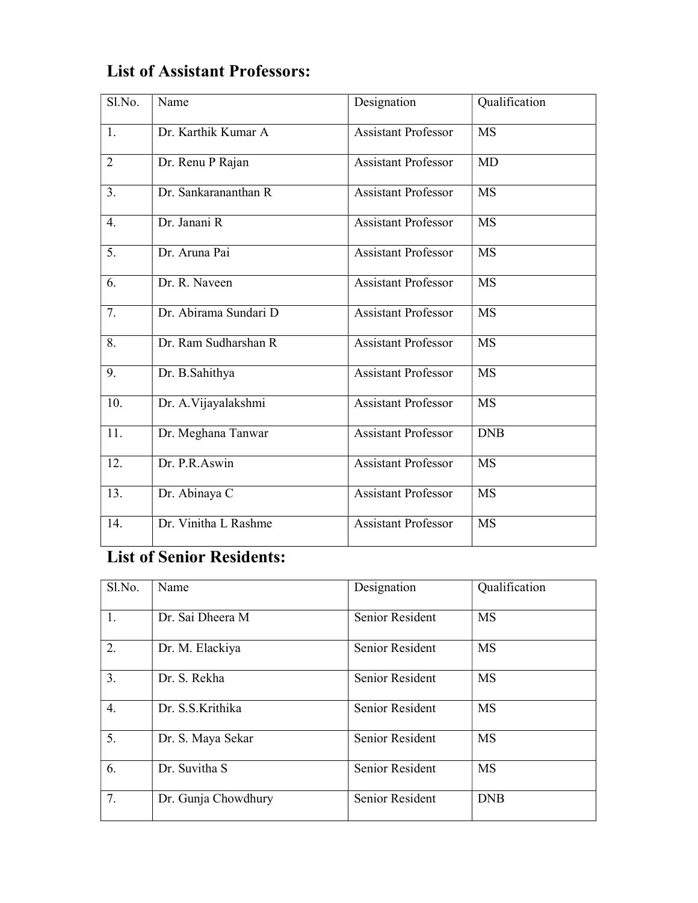## List of Assistant Professors:

| Sl.No. | Name | Designation | Qualification |
|---|---|---|---|
| 1. | Dr. Karthik Kumar A | Assistant Professor | MS |
| 2 | Dr. Renu P Rajan | Assistant Professor | MD |
| 3. | Dr. Sankarananthan R | Assistant Professor | MS |
| 4. | Dr. Janani R | Assistant Professor | MS |
| 5. | Dr. Aruna Pai | Assistant Professor | MS |
| 6. | Dr. R. Naveen | Assistant Professor | MS |
| 7. | Dr. Abirama Sundari D | Assistant Professor | MS |
| 8. | Dr. Ram Sudharshan R | Assistant Professor | MS |
| 9. | Dr. B.Sahithya | Assistant Professor | MS |
| 10. | Dr. A.Vijayalakshmi | Assistant Professor | MS |
| 11. | Dr. Meghana Tanwar | Assistant Professor | DNB |
| 12. | Dr. P.R.Aswin | Assistant Professor | MS |
| 13. | Dr. Abinaya C | Assistant Professor | MS |
| 14. | Dr. Vinitha L Rashme | Assistant Professor | MS |

## List of Senior Residents:

| Sl.No. | Name | Designation | Qualification |
|---|---|---|---|
| 1. | Dr. Sai Dheera M | Senior Resident | MS |
| 2. | Dr. M. Elackiya | Senior Resident | MS |
| 3. | Dr. S. Rekha | Senior Resident | MS |
| 4. | Dr. S.S.Krithika | Senior Resident | MS |
| 5. | Dr. S. Maya Sekar | Senior Resident | MS |
| 6. | Dr. Suvitha S | Senior Resident | MS |
| 7. | Dr. Gunja Chowdhury | Senior Resident | DNB |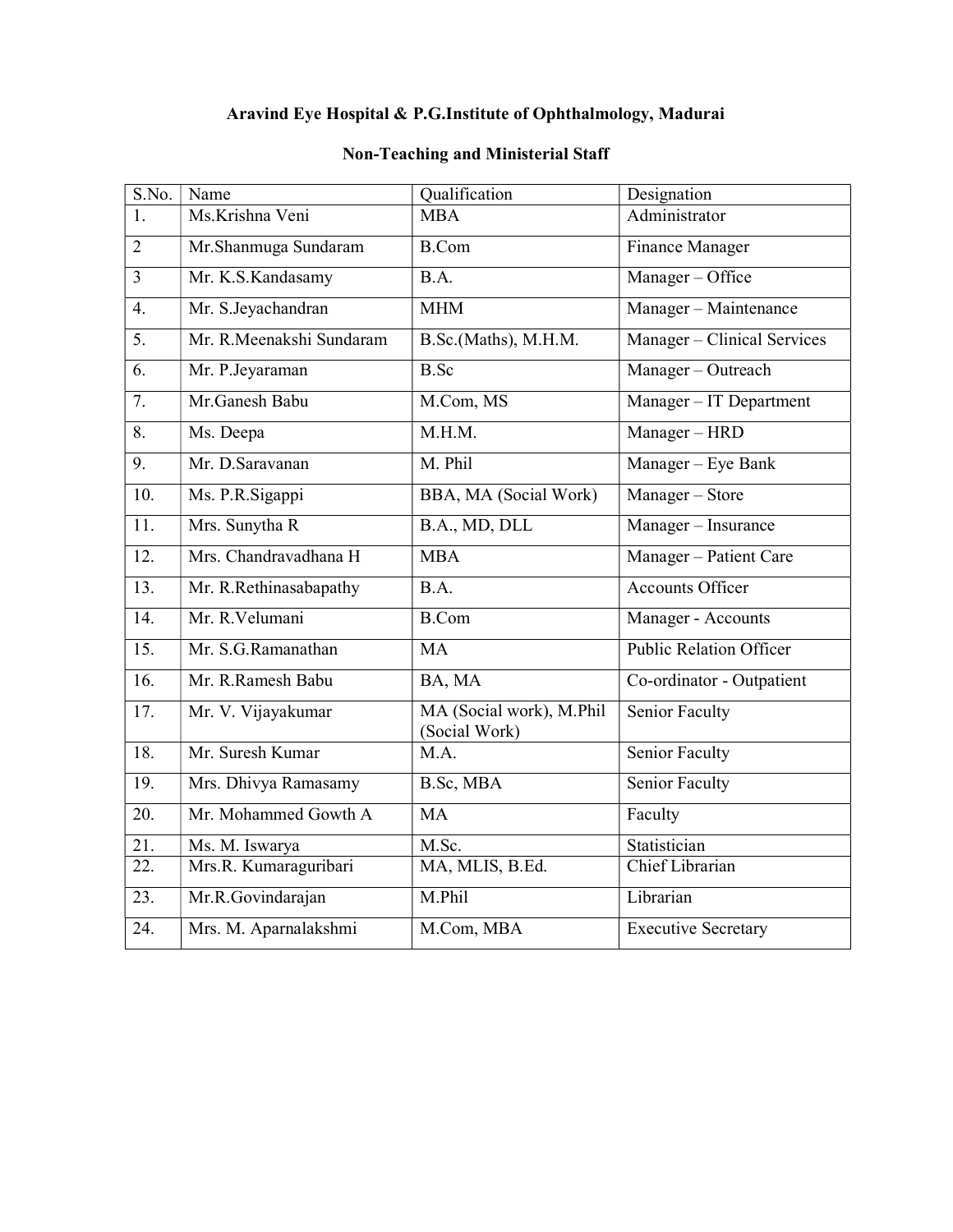**Aravind Eye Hospital & P.G.Institute of Ophthalmology, Madurai**

**Non-Teaching and Ministerial Staff**

| S.No. | Name | Qualification | Designation |
|---|---|---|---|
| 1. | Ms.Krishna Veni | MBA | Administrator |
| 2 | Mr.Shanmuga Sundaram | B.Com | Finance Manager |
| 3 | Mr. K.S.Kandasamy | B.A. | Manager – Office |
| 4. | Mr. S.Jeyachandran | MHM | Manager – Maintenance |
| 5. | Mr. R.Meenakshi Sundaram | B.Sc.(Maths), M.H.M. | Manager – Clinical Services |
| 6. | Mr. P.Jeyaraman | B.Sc | Manager – Outreach |
| 7. | Mr.Ganesh Babu | M.Com, MS | Manager – IT Department |
| 8. | Ms. Deepa | M.H.M. | Manager – HRD |
| 9. | Mr. D.Saravanan | M. Phil | Manager – Eye Bank |
| 10. | Ms. P.R.Sigappi | BBA, MA (Social Work) | Manager – Store |
| 11. | Mrs. Sunytha R | B.A., MD, DLL | Manager – Insurance |
| 12. | Mrs. Chandravadhana H | MBA | Manager – Patient Care |
| 13. | Mr. R.Rethinasabapathy | B.A. | Accounts Officer |
| 14. | Mr. R.Velumani | B.Com | Manager - Accounts |
| 15. | Mr. S.G.Ramanathan | MA | Public Relation Officer |
| 16. | Mr. R.Ramesh Babu | BA, MA | Co-ordinator - Outpatient |
| 17. | Mr. V. Vijayakumar | MA (Social work), M.Phil (Social Work) | Senior Faculty |
| 18. | Mr. Suresh Kumar | M.A. | Senior Faculty |
| 19. | Mrs. Dhivya Ramasamy | B.Sc, MBA | Senior Faculty |
| 20. | Mr. Mohammed Gowth A | MA | Faculty |
| 21. | Ms. M. Iswarya | M.Sc. | Statistician |
| 22. | Mrs.R. Kumaraguribari | MA, MLIS, B.Ed. | Chief Librarian |
| 23. | Mr.R.Govindarajan | M.Phil | Librarian |
| 24. | Mrs. M. Aparnalakshmi | M.Com, MBA | Executive Secretary |